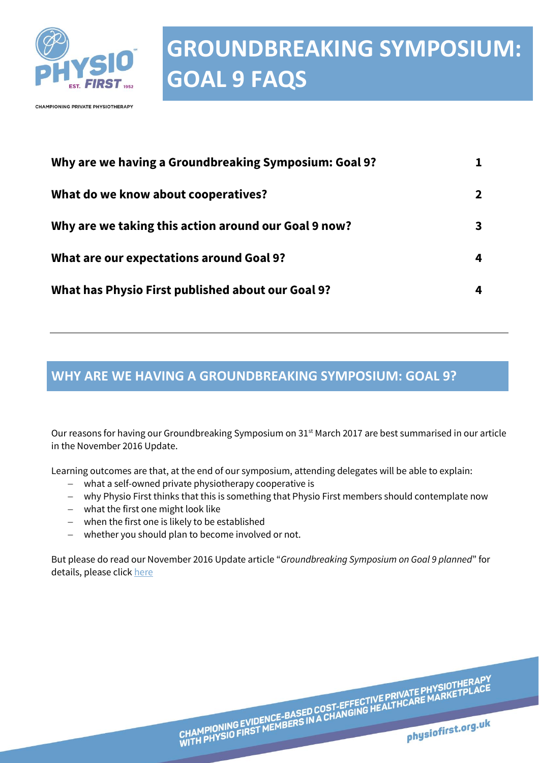# GROUNDBREAKING SYMPOSIUM: GOAL 9 FAQS

| | |
|---|---|
| **Why are we having a Groundbreaking Symposium: Goal 9?** | **1** |
| **What do we know about cooperatives?** | **2** |
| **Why are we taking this action around our Goal 9 now?** | **3** |
| **What are our expectations around Goal 9?** | **4** |
| **What has Physio First published about our Goal 9?** | **4** |

---

## WHY ARE WE HAVING A GROUNDBREAKING SYMPOSIUM: GOAL 9?

Our reasons for having our Groundbreaking Symposium on 31st March 2017 are best summarised in our article in the November 2016 Update.

Learning outcomes are that, at the end of our symposium, attending delegates will be able to explain:

- what a self-owned private physiotherapy cooperative is
- why Physio First thinks that this is something that Physio First members should contemplate now
- what the first one might look like
- when the first one is likely to be established
- whether you should plan to become involved or not.

But please do read our November 2016 Update article "*Groundbreaking Symposium on Goal 9 planned*" for details, please click here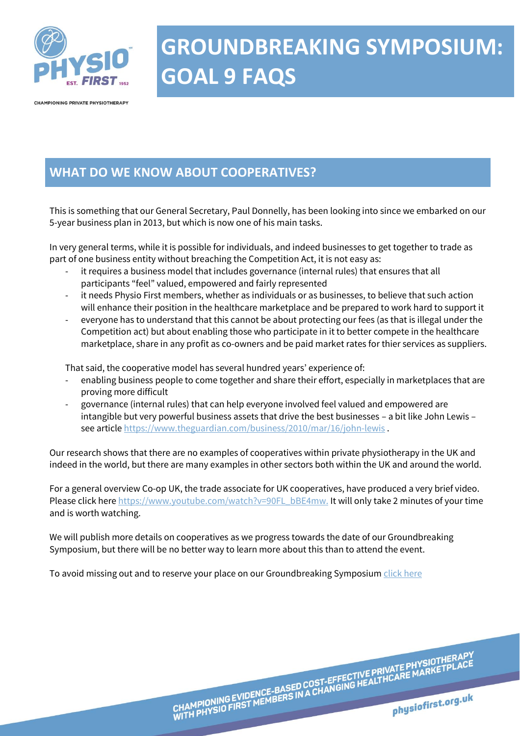# GROUNDBREAKING SYMPOSIUM: GOAL 9 FAQS

## WHAT DO WE KNOW ABOUT COOPERATIVES?

This is something that our General Secretary, Paul Donnelly, has been looking into since we embarked on our 5-year business plan in 2013, but which is now one of his main tasks.

In very general terms, while it is possible for individuals, and indeed businesses to get together to trade as part of one business entity without breaching the Competition Act, it is not easy as:

- it requires a business model that includes governance (internal rules) that ensures that all participants "feel" valued, empowered and fairly represented
- it needs Physio First members, whether as individuals or as businesses, to believe that such action will enhance their position in the healthcare marketplace and be prepared to work hard to support it
- everyone has to understand that this cannot be about protecting our fees (as that is illegal under the Competition act) but about enabling those who participate in it to better compete in the healthcare marketplace, share in any profit as co-owners and be paid market rates for thier services as suppliers.

That said, the cooperative model has several hundred years' experience of:

- enabling business people to come together and share their effort, especially in marketplaces that are proving more difficult
- governance (internal rules) that can help everyone involved feel valued and empowered are intangible but very powerful business assets that drive the best businesses – a bit like John Lewis – see article https://www.theguardian.com/business/2010/mar/16/john-lewis .

Our research shows that there are no examples of cooperatives within private physiotherapy in the UK and indeed in the world, but there are many examples in other sectors both within the UK and around the world.

For a general overview Co-op UK, the trade associate for UK cooperatives, have produced a very brief video. Please click here https://www.youtube.com/watch?v=90FL_bBE4mw. It will only take 2 minutes of your time and is worth watching.

We will publish more details on cooperatives as we progress towards the date of our Groundbreaking Symposium, but there will be no better way to learn more about this than to attend the event.

To avoid missing out and to reserve your place on our Groundbreaking Symposium click here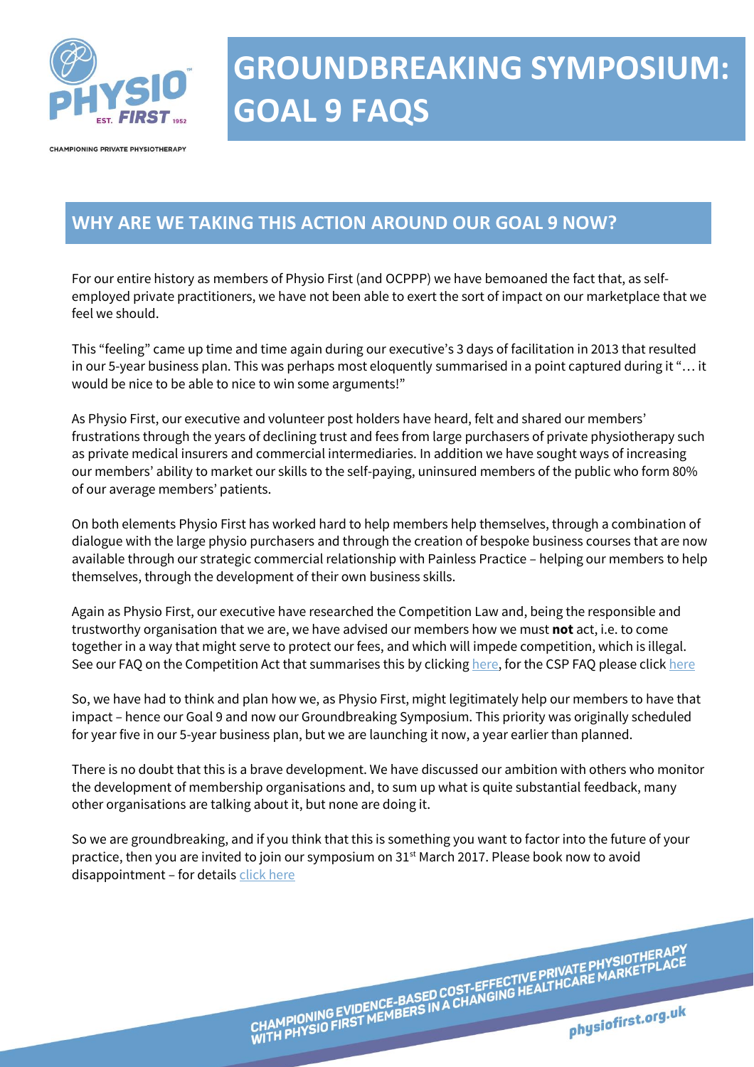# GROUNDBREAKING SYMPOSIUM: GOAL 9 FAQS

## WHY ARE WE TAKING THIS ACTION AROUND OUR GOAL 9 NOW?

For our entire history as members of Physio First (and OCPPP) we have bemoaned the fact that, as self-employed private practitioners, we have not been able to exert the sort of impact on our marketplace that we feel we should.

This "feeling" came up time and time again during our executive's 3 days of facilitation in 2013 that resulted in our 5-year business plan. This was perhaps most eloquently summarised in a point captured during it "… it would be nice to be able to nice to win some arguments!"

As Physio First, our executive and volunteer post holders have heard, felt and shared our members' frustrations through the years of declining trust and fees from large purchasers of private physiotherapy such as private medical insurers and commercial intermediaries. In addition we have sought ways of increasing our members' ability to market our skills to the self-paying, uninsured members of the public who form 80% of our average members' patients.

On both elements Physio First has worked hard to help members help themselves, through a combination of dialogue with the large physio purchasers and through the creation of bespoke business courses that are now available through our strategic commercial relationship with Painless Practice – helping our members to help themselves, through the development of their own business skills.

Again as Physio First, our executive have researched the Competition Law and, being the responsible and trustworthy organisation that we are, we have advised our members how we must **not** act, i.e. to come together in a way that might serve to protect our fees, and which will impede competition, which is illegal. See our FAQ on the Competition Act that summarises this by clicking here, for the CSP FAQ please click here

So, we have had to think and plan how we, as Physio First, might legitimately help our members to have that impact – hence our Goal 9 and now our Groundbreaking Symposium. This priority was originally scheduled for year five in our 5-year business plan, but we are launching it now, a year earlier than planned.

There is no doubt that this is a brave development. We have discussed our ambition with others who monitor the development of membership organisations and, to sum up what is quite substantial feedback, many other organisations are talking about it, but none are doing it.

So we are groundbreaking, and if you think that this is something you want to factor into the future of your practice, then you are invited to join our symposium on 31st March 2017. Please book now to avoid disappointment – for details click here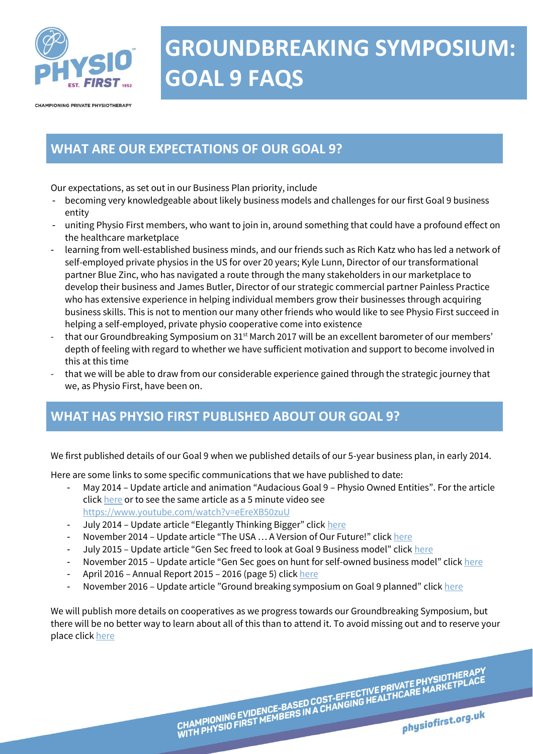# GROUNDBREAKING SYMPOSIUM: GOAL 9 FAQS

## WHAT ARE OUR EXPECTATIONS OF OUR GOAL 9?

Our expectations, as set out in our Business Plan priority, include

- becoming very knowledgeable about likely business models and challenges for our first Goal 9 business entity
- uniting Physio First members, who want to join in, around something that could have a profound effect on the healthcare marketplace
- learning from well-established business minds, and our friends such as Rich Katz who has led a network of self-employed private physios in the US for over 20 years; Kyle Lunn, Director of our transformational partner Blue Zinc, who has navigated a route through the many stakeholders in our marketplace to develop their business and James Butler, Director of our strategic commercial partner Painless Practice who has extensive experience in helping individual members grow their businesses through acquiring business skills. This is not to mention our many other friends who would like to see Physio First succeed in helping a self-employed, private physio cooperative come into existence
- that our Groundbreaking Symposium on 31st March 2017 will be an excellent barometer of our members' depth of feeling with regard to whether we have sufficient motivation and support to become involved in this at this time
- that we will be able to draw from our considerable experience gained through the strategic journey that we, as Physio First, have been on.

## WHAT HAS PHYSIO FIRST PUBLISHED ABOUT OUR GOAL 9?

We first published details of our Goal 9 when we published details of our 5-year business plan, in early 2014.

Here are some links to some specific communications that we have published to date:

- May 2014 – Update article and animation "Audacious Goal 9 – Physio Owned Entities". For the article click here or to see the same article as a 5 minute video see https://www.youtube.com/watch?v=eErеXB50zuU
- July 2014 – Update article "Elegantly Thinking Bigger" click here
- November 2014 – Update article "The USA … A Version of Our Future!" click here
- July 2015 – Update article "Gen Sec freed to look at Goal 9 Business model" click here
- November 2015 – Update article "Gen Sec goes on hunt for self-owned business model" click here
- April 2016 – Annual Report 2015 – 2016 (page 5) click here
- November 2016 – Update article "Ground breaking symposium on Goal 9 planned" click here

We will publish more details on cooperatives as we progress towards our Groundbreaking Symposium, but there will be no better way to learn about all of this than to attend it. To avoid missing out and to reserve your place click here

CHAMPIONING EVIDENCE-BASED COST-EFFECTIVE PRIVATE PHYSIOTHERAPY WITH PHYSIO FIRST MEMBERS IN A CHANGING HEALTHCARE MARKETPLACE

physiofirst.org.uk